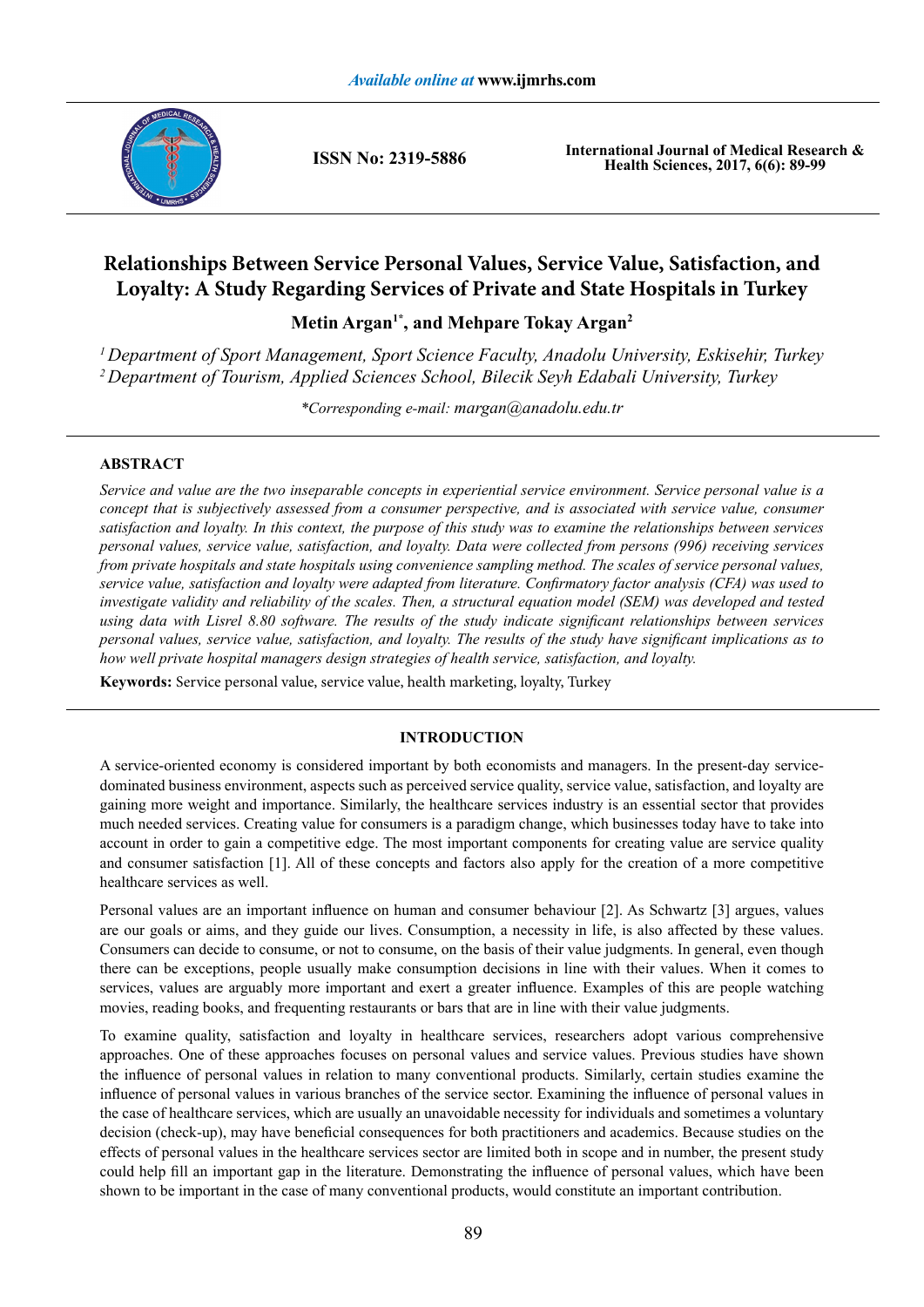# Relationships Between Service Personal Values, Service Value, Satisfaction, and Loyalty: A Study Regarding Services of Private and State Hospitals in Turkey

**Metin Argan[1*], and Mehpare Tokay Argan[2]**

*[1] Department of Sport Management, Sport Science Faculty, Anadolu University, Eskisehir, Turkey*
*[2] Department of Tourism, Applied Sciences School, Bilecik Seyh Edabali University, Turkey*

*\*Corresponding e-mail: margan@anadolu.edu.tr*

## ABSTRACT

*Service and value are the two inseparable concepts in experiential service environment. Service personal value is a concept that is subjectively assessed from a consumer perspective, and is associated with service value, consumer satisfaction and loyalty. In this context, the purpose of this study was to examine the relationships between services personal values, service value, satisfaction, and loyalty. Data were collected from persons (996) receiving services from private hospitals and state hospitals using convenience sampling method. The scales of service personal values, service value, satisfaction and loyalty were adapted from literature. Confirmatory factor analysis (CFA) was used to investigate validity and reliability of the scales. Then, a structural equation model (SEM) was developed and tested using data with Lisrel 8.80 software. The results of the study indicate significant relationships between services personal values, service value, satisfaction, and loyalty. The results of the study have significant implications as to how well private hospital managers design strategies of health service, satisfaction, and loyalty.*

**Keywords:** Service personal value, service value, health marketing, loyalty, Turkey

## INTRODUCTION

A service-oriented economy is considered important by both economists and managers. In the present-day service-dominated business environment, aspects such as perceived service quality, service value, satisfaction, and loyalty are gaining more weight and importance. Similarly, the healthcare services industry is an essential sector that provides much needed services. Creating value for consumers is a paradigm change, which businesses today have to take into account in order to gain a competitive edge. The most important components for creating value are service quality and consumer satisfaction [1]. All of these concepts and factors also apply for the creation of a more competitive healthcare services as well.

Personal values are an important influence on human and consumer behaviour [2]. As Schwartz [3] argues, values are our goals or aims, and they guide our lives. Consumption, a necessity in life, is also affected by these values. Consumers can decide to consume, or not to consume, on the basis of their value judgments. In general, even though there can be exceptions, people usually make consumption decisions in line with their values. When it comes to services, values are arguably more important and exert a greater influence. Examples of this are people watching movies, reading books, and frequenting restaurants or bars that are in line with their value judgments.

To examine quality, satisfaction and loyalty in healthcare services, researchers adopt various comprehensive approaches. One of these approaches focuses on personal values and service values. Previous studies have shown the influence of personal values in relation to many conventional products. Similarly, certain studies examine the influence of personal values in various branches of the service sector. Examining the influence of personal values in the case of healthcare services, which are usually an unavoidable necessity for individuals and sometimes a voluntary decision (check-up), may have beneficial consequences for both practitioners and academics. Because studies on the effects of personal values in the healthcare services sector are limited both in scope and in number, the present study could help fill an important gap in the literature. Demonstrating the influence of personal values, which have been shown to be important in the case of many conventional products, would constitute an important contribution.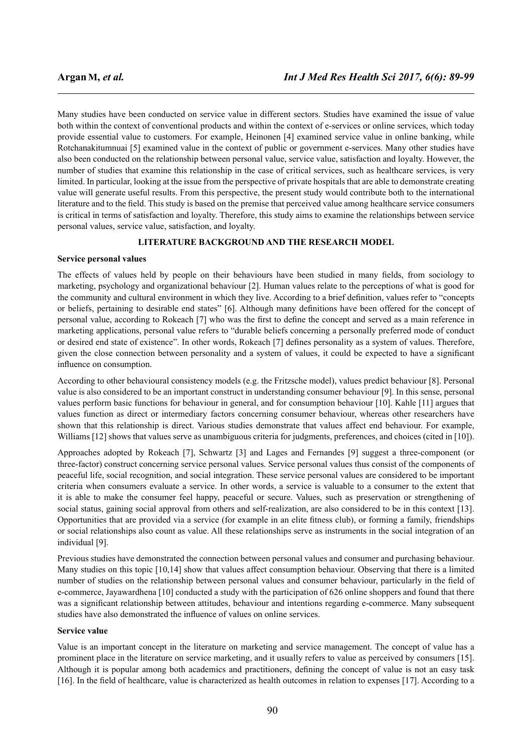Many studies have been conducted on service value in different sectors. Studies have examined the issue of value both within the context of conventional products and within the context of e-services or online services, which today provide essential value to customers. For example, Heinonen [4] examined service value in online banking, while Rotchanakitumnuai [5] examined value in the context of public or government e-services. Many other studies have also been conducted on the relationship between personal value, service value, satisfaction and loyalty. However, the number of studies that examine this relationship in the case of critical services, such as healthcare services, is very limited. In particular, looking at the issue from the perspective of private hospitals that are able to demonstrate creating value will generate useful results. From this perspective, the present study would contribute both to the international literature and to the field. This study is based on the premise that perceived value among healthcare service consumers is critical in terms of satisfaction and loyalty. Therefore, this study aims to examine the relationships between service personal values, service value, satisfaction, and loyalty.

## LITERATURE BACKGROUND AND THE RESEARCH MODEL

### Service personal values

The effects of values held by people on their behaviours have been studied in many fields, from sociology to marketing, psychology and organizational behaviour [2]. Human values relate to the perceptions of what is good for the community and cultural environment in which they live. According to a brief definition, values refer to "concepts or beliefs, pertaining to desirable end states" [6]. Although many definitions have been offered for the concept of personal value, according to Rokeach [7] who was the first to define the concept and served as a main reference in marketing applications, personal value refers to "durable beliefs concerning a personally preferred mode of conduct or desired end state of existence". In other words, Rokeach [7] defines personality as a system of values. Therefore, given the close connection between personality and a system of values, it could be expected to have a significant influence on consumption.

According to other behavioural consistency models (e.g. the Fritzsche model), values predict behaviour [8]. Personal value is also considered to be an important construct in understanding consumer behaviour [9]. In this sense, personal values perform basic functions for behaviour in general, and for consumption behaviour [10]. Kahle [11] argues that values function as direct or intermediary factors concerning consumer behaviour, whereas other researchers have shown that this relationship is direct. Various studies demonstrate that values affect end behaviour. For example, Williams [12] shows that values serve as unambiguous criteria for judgments, preferences, and choices (cited in [10]).

Approaches adopted by Rokeach [7], Schwartz [3] and Lages and Fernandes [9] suggest a three-component (or three-factor) construct concerning service personal values. Service personal values thus consist of the components of peaceful life, social recognition, and social integration. These service personal values are considered to be important criteria when consumers evaluate a service. In other words, a service is valuable to a consumer to the extent that it is able to make the consumer feel happy, peaceful or secure. Values, such as preservation or strengthening of social status, gaining social approval from others and self-realization, are also considered to be in this context [13]. Opportunities that are provided via a service (for example in an elite fitness club), or forming a family, friendships or social relationships also count as value. All these relationships serve as instruments in the social integration of an individual [9].

Previous studies have demonstrated the connection between personal values and consumer and purchasing behaviour. Many studies on this topic [10,14] show that values affect consumption behaviour. Observing that there is a limited number of studies on the relationship between personal values and consumer behaviour, particularly in the field of e-commerce, Jayawardhena [10] conducted a study with the participation of 626 online shoppers and found that there was a significant relationship between attitudes, behaviour and intentions regarding e-commerce. Many subsequent studies have also demonstrated the influence of values on online services.

### Service value

Value is an important concept in the literature on marketing and service management. The concept of value has a prominent place in the literature on service marketing, and it usually refers to value as perceived by consumers [15]. Although it is popular among both academics and practitioners, defining the concept of value is not an easy task [16]. In the field of healthcare, value is characterized as health outcomes in relation to expenses [17]. According to a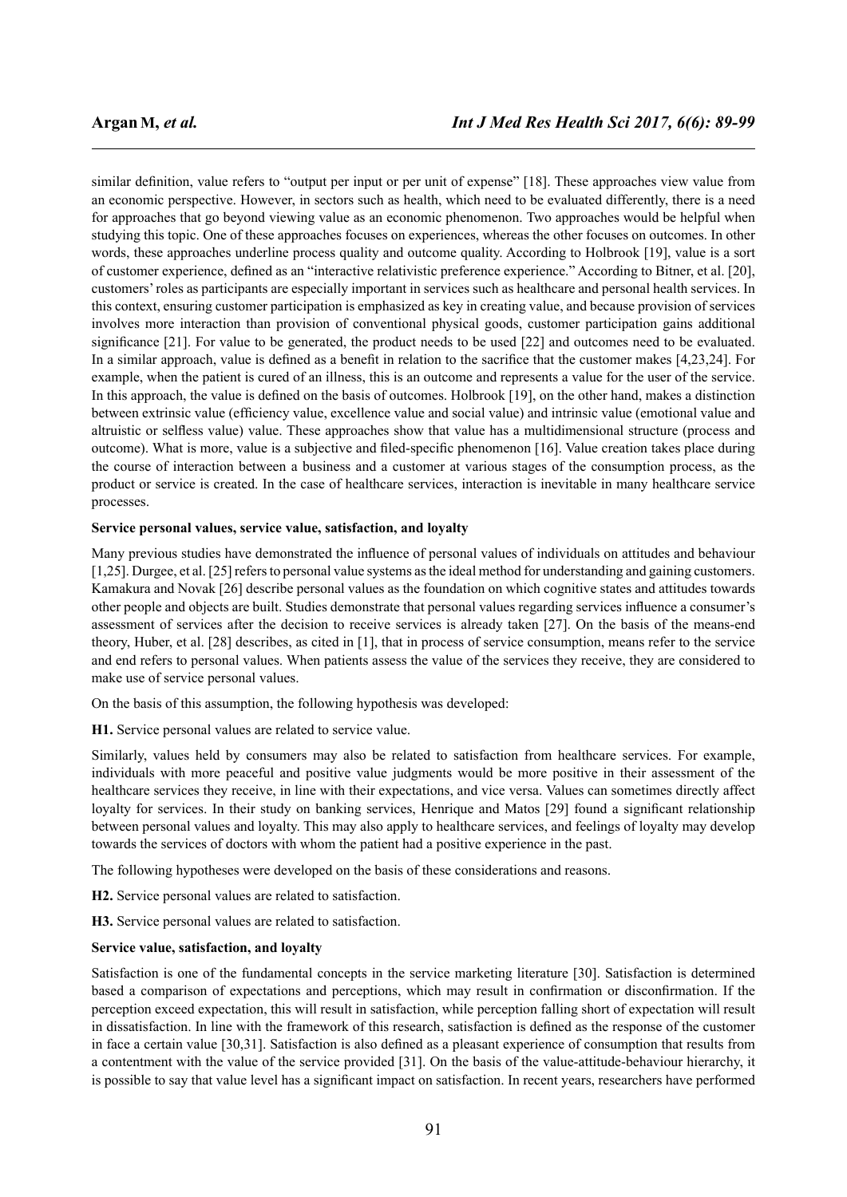similar definition, value refers to "output per input or per unit of expense" [18]. These approaches view value from an economic perspective. However, in sectors such as health, which need to be evaluated differently, there is a need for approaches that go beyond viewing value as an economic phenomenon. Two approaches would be helpful when studying this topic. One of these approaches focuses on experiences, whereas the other focuses on outcomes. In other words, these approaches underline process quality and outcome quality. According to Holbrook [19], value is a sort of customer experience, defined as an "interactive relativistic preference experience." According to Bitner, et al. [20], customers' roles as participants are especially important in services such as healthcare and personal health services. In this context, ensuring customer participation is emphasized as key in creating value, and because provision of services involves more interaction than provision of conventional physical goods, customer participation gains additional significance [21]. For value to be generated, the product needs to be used [22] and outcomes need to be evaluated. In a similar approach, value is defined as a benefit in relation to the sacrifice that the customer makes [4,23,24]. For example, when the patient is cured of an illness, this is an outcome and represents a value for the user of the service. In this approach, the value is defined on the basis of outcomes. Holbrook [19], on the other hand, makes a distinction between extrinsic value (efficiency value, excellence value and social value) and intrinsic value (emotional value and altruistic or selfless value) value. These approaches show that value has a multidimensional structure (process and outcome). What is more, value is a subjective and filed-specific phenomenon [16]. Value creation takes place during the course of interaction between a business and a customer at various stages of the consumption process, as the product or service is created. In the case of healthcare services, interaction is inevitable in many healthcare service processes.

**Service personal values, service value, satisfaction, and loyalty**

Many previous studies have demonstrated the influence of personal values of individuals on attitudes and behaviour [1,25]. Durgee, et al. [25] refers to personal value systems as the ideal method for understanding and gaining customers. Kamakura and Novak [26] describe personal values as the foundation on which cognitive states and attitudes towards other people and objects are built. Studies demonstrate that personal values regarding services influence a consumer's assessment of services after the decision to receive services is already taken [27]. On the basis of the means-end theory, Huber, et al. [28] describes, as cited in [1], that in process of service consumption, means refer to the service and end refers to personal values. When patients assess the value of the services they receive, they are considered to make use of service personal values.

On the basis of this assumption, the following hypothesis was developed:

**H1.** Service personal values are related to service value.

Similarly, values held by consumers may also be related to satisfaction from healthcare services. For example, individuals with more peaceful and positive value judgments would be more positive in their assessment of the healthcare services they receive, in line with their expectations, and vice versa. Values can sometimes directly affect loyalty for services. In their study on banking services, Henrique and Matos [29] found a significant relationship between personal values and loyalty. This may also apply to healthcare services, and feelings of loyalty may develop towards the services of doctors with whom the patient had a positive experience in the past.

The following hypotheses were developed on the basis of these considerations and reasons.

**H2.** Service personal values are related to satisfaction.

**H3.** Service personal values are related to satisfaction.

**Service value, satisfaction, and loyalty**

Satisfaction is one of the fundamental concepts in the service marketing literature [30]. Satisfaction is determined based a comparison of expectations and perceptions, which may result in confirmation or disconfirmation. If the perception exceed expectation, this will result in satisfaction, while perception falling short of expectation will result in dissatisfaction. In line with the framework of this research, satisfaction is defined as the response of the customer in face a certain value [30,31]. Satisfaction is also defined as a pleasant experience of consumption that results from a contentment with the value of the service provided [31]. On the basis of the value-attitude-behaviour hierarchy, it is possible to say that value level has a significant impact on satisfaction. In recent years, researchers have performed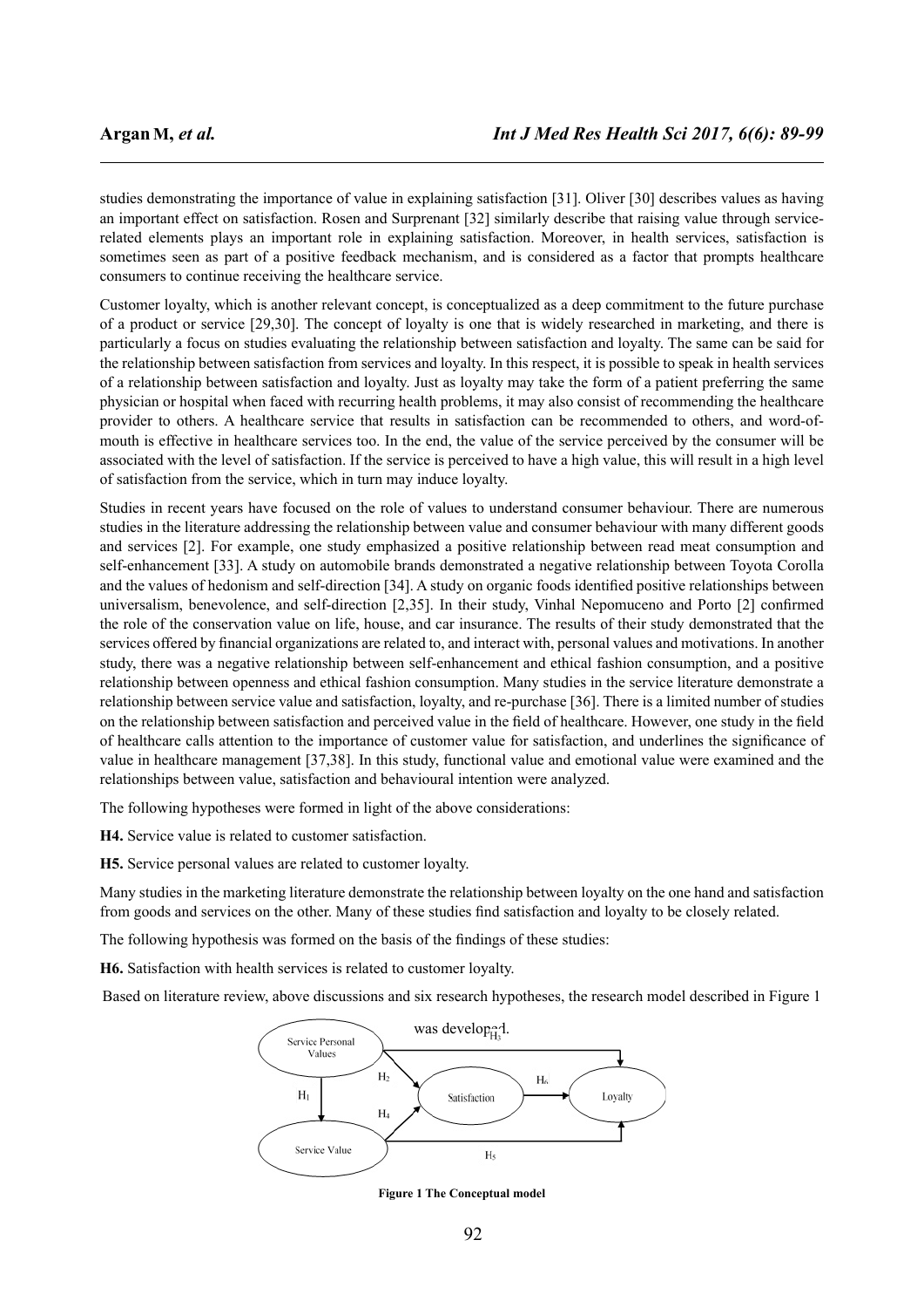studies demonstrating the importance of value in explaining satisfaction [31]. Oliver [30] describes values as having an important effect on satisfaction. Rosen and Surprenant [32] similarly describe that raising value through service-related elements plays an important role in explaining satisfaction. Moreover, in health services, satisfaction is sometimes seen as part of a positive feedback mechanism, and is considered as a factor that prompts healthcare consumers to continue receiving the healthcare service.

Customer loyalty, which is another relevant concept, is conceptualized as a deep commitment to the future purchase of a product or service [29,30]. The concept of loyalty is one that is widely researched in marketing, and there is particularly a focus on studies evaluating the relationship between satisfaction and loyalty. The same can be said for the relationship between satisfaction from services and loyalty. In this respect, it is possible to speak in health services of a relationship between satisfaction and loyalty. Just as loyalty may take the form of a patient preferring the same physician or hospital when faced with recurring health problems, it may also consist of recommending the healthcare provider to others. A healthcare service that results in satisfaction can be recommended to others, and word-of-mouth is effective in healthcare services too. In the end, the value of the service perceived by the consumer will be associated with the level of satisfaction. If the service is perceived to have a high value, this will result in a high level of satisfaction from the service, which in turn may induce loyalty.

Studies in recent years have focused on the role of values to understand consumer behaviour. There are numerous studies in the literature addressing the relationship between value and consumer behaviour with many different goods and services [2]. For example, one study emphasized a positive relationship between read meat consumption and self-enhancement [33]. A study on automobile brands demonstrated a negative relationship between Toyota Corolla and the values of hedonism and self-direction [34]. A study on organic foods identified positive relationships between universalism, benevolence, and self-direction [2,35]. In their study, Vinhal Nepomuceno and Porto [2] confirmed the role of the conservation value on life, house, and car insurance. The results of their study demonstrated that the services offered by financial organizations are related to, and interact with, personal values and motivations. In another study, there was a negative relationship between self-enhancement and ethical fashion consumption, and a positive relationship between openness and ethical fashion consumption. Many studies in the service literature demonstrate a relationship between service value and satisfaction, loyalty, and re-purchase [36]. There is a limited number of studies on the relationship between satisfaction and perceived value in the field of healthcare. However, one study in the field of healthcare calls attention to the importance of customer value for satisfaction, and underlines the significance of value in healthcare management [37,38]. In this study, functional value and emotional value were examined and the relationships between value, satisfaction and behavioural intention were analyzed.

The following hypotheses were formed in light of the above considerations:

**H4.** Service value is related to customer satisfaction.

**H5.** Service personal values are related to customer loyalty.

Many studies in the marketing literature demonstrate the relationship between loyalty on the one hand and satisfaction from goods and services on the other. Many of these studies find satisfaction and loyalty to be closely related.

The following hypothesis was formed on the basis of the findings of these studies:

**H6.** Satisfaction with health services is related to customer loyalty.

Based on literature review, above discussions and six research hypotheses, the research model described in Figure 1 was developed.

**Figure 1 The Conceptual model**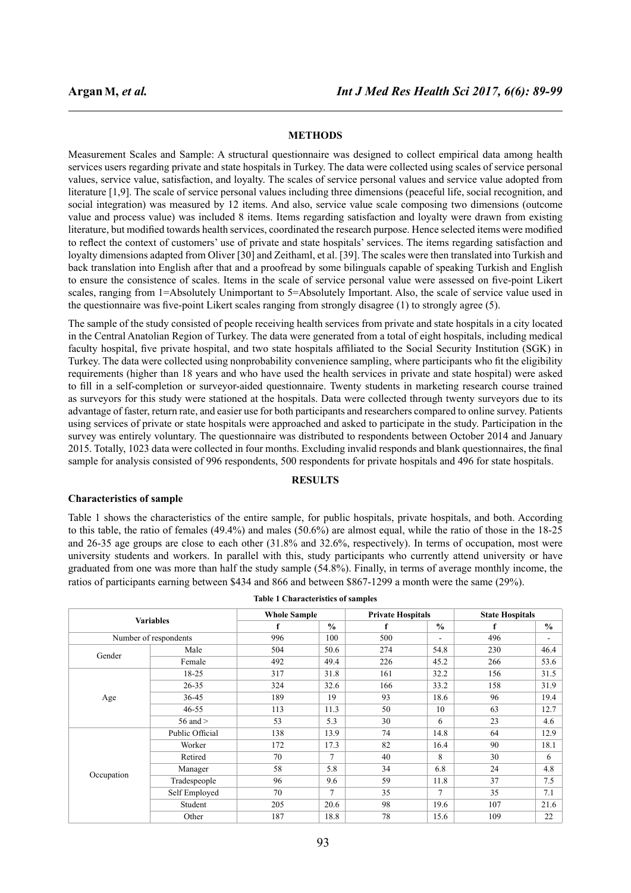## METHODS

Measurement Scales and Sample: A structural questionnaire was designed to collect empirical data among health services users regarding private and state hospitals in Turkey. The data were collected using scales of service personal values, service value, satisfaction, and loyalty. The scales of service personal values and service value adopted from literature [1,9]. The scale of service personal values including three dimensions (peaceful life, social recognition, and social integration) was measured by 12 items. And also, service value scale composing two dimensions (outcome value and process value) was included 8 items. Items regarding satisfaction and loyalty were drawn from existing literature, but modified towards health services, coordinated the research purpose. Hence selected items were modified to reflect the context of customers' use of private and state hospitals' services. The items regarding satisfaction and loyalty dimensions adapted from Oliver [30] and Zeithaml, et al. [39]. The scales were then translated into Turkish and back translation into English after that and a proofread by some bilinguals capable of speaking Turkish and English to ensure the consistence of scales. Items in the scale of service personal value were assessed on five-point Likert scales, ranging from 1=Absolutely Unimportant to 5=Absolutely Important. Also, the scale of service value used in the questionnaire was five-point Likert scales ranging from strongly disagree (1) to strongly agree (5).

The sample of the study consisted of people receiving health services from private and state hospitals in a city located in the Central Anatolian Region of Turkey. The data were generated from a total of eight hospitals, including medical faculty hospital, five private hospital, and two state hospitals affiliated to the Social Security Institution (SGK) in Turkey. The data were collected using nonprobability convenience sampling, where participants who fit the eligibility requirements (higher than 18 years and who have used the health services in private and state hospital) were asked to fill in a self-completion or surveyor-aided questionnaire. Twenty students in marketing research course trained as surveyors for this study were stationed at the hospitals. Data were collected through twenty surveyors due to its advantage of faster, return rate, and easier use for both participants and researchers compared to online survey. Patients using services of private or state hospitals were approached and asked to participate in the study. Participation in the survey was entirely voluntary. The questionnaire was distributed to respondents between October 2014 and January 2015. Totally, 1023 data were collected in four months. Excluding invalid responds and blank questionnaires, the final sample for analysis consisted of 996 respondents, 500 respondents for private hospitals and 496 for state hospitals.

## RESULTS

### Characteristics of sample

Table 1 shows the characteristics of the entire sample, for public hospitals, private hospitals, and both. According to this table, the ratio of females (49.4%) and males (50.6%) are almost equal, while the ratio of those in the 18-25 and 26-35 age groups are close to each other (31.8% and 32.6%, respectively). In terms of occupation, most were university students and workers. In parallel with this, study participants who currently attend university or have graduated from one was more than half the study sample (54.8%). Finally, in terms of average monthly income, the ratios of participants earning between $434 and 866 and between $867-1299 a month were the same (29%).

**Table 1 Characteristics of samples**

| Variables | | Whole Sample | | Private Hospitals | | State Hospitals | |
|---|---|---|---|---|---|---|---|
| | | f | % | f | % | f | % |
| Number of respondents | | 996 | 100 | 500 | - | 496 | - |
| Gender | Male | 504 | 50.6 | 274 | 54.8 | 230 | 46.4 |
| | Female | 492 | 49.4 | 226 | 45.2 | 266 | 53.6 |
| Age | 18-25 | 317 | 31.8 | 161 | 32.2 | 156 | 31.5 |
| | 26-35 | 324 | 32.6 | 166 | 33.2 | 158 | 31.9 |
| | 36-45 | 189 | 19 | 93 | 18.6 | 96 | 19.4 |
| | 46-55 | 113 | 11.3 | 50 | 10 | 63 | 12.7 |
| | 56 and > | 53 | 5.3 | 30 | 6 | 23 | 4.6 |
| Occupation | Public Official | 138 | 13.9 | 74 | 14.8 | 64 | 12.9 |
| | Worker | 172 | 17.3 | 82 | 16.4 | 90 | 18.1 |
| | Retired | 70 | 7 | 40 | 8 | 30 | 6 |
| | Manager | 58 | 5.8 | 34 | 6.8 | 24 | 4.8 |
| | Tradespeople | 96 | 9.6 | 59 | 11.8 | 37 | 7.5 |
| | Self Employed | 70 | 7 | 35 | 7 | 35 | 7.1 |
| | Student | 205 | 20.6 | 98 | 19.6 | 107 | 21.6 |
| | Other | 187 | 18.8 | 78 | 15.6 | 109 | 22 |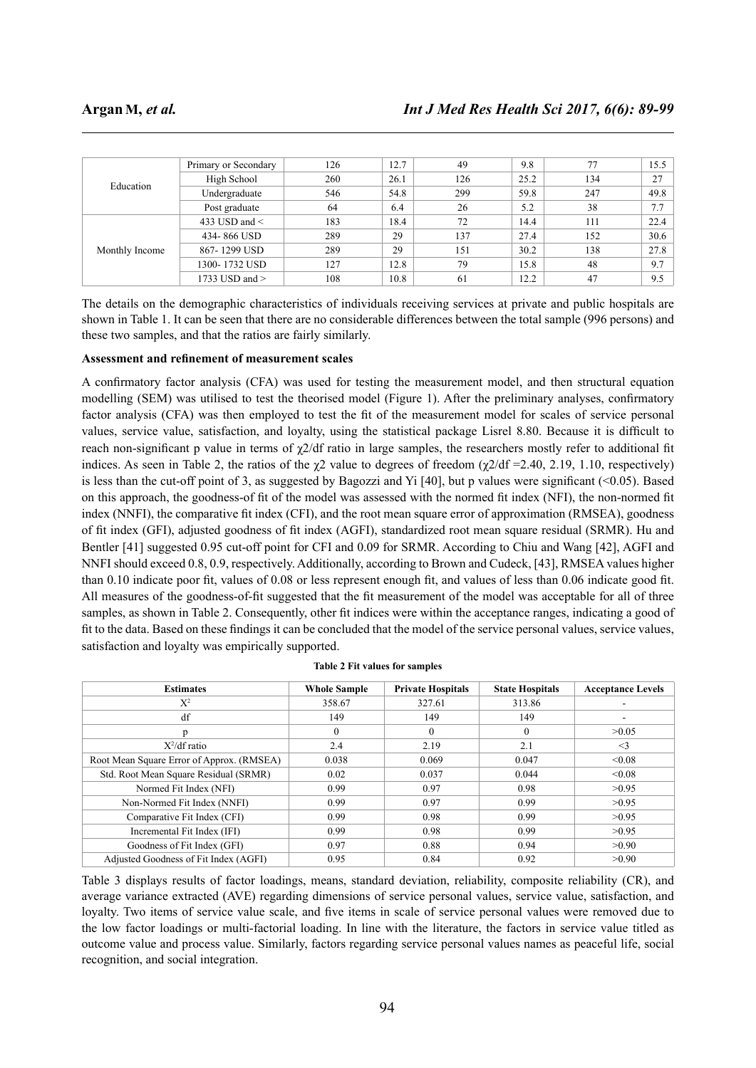| | | | | | | | |
|---|---|---|---|---|---|---|---|
| Education | Primary or Secondary | 126 | 12.7 | 49 | 9.8 | 77 | 15.5 |
| | High School | 260 | 26.1 | 126 | 25.2 | 134 | 27 |
| | Undergraduate | 546 | 54.8 | 299 | 59.8 | 247 | 49.8 |
| | Post graduate | 64 | 6.4 | 26 | 5.2 | 38 | 7.7 |
| Monthly Income | 433 USD and < | 183 | 18.4 | 72 | 14.4 | 111 | 22.4 |
| | 434- 866 USD | 289 | 29 | 137 | 27.4 | 152 | 30.6 |
| | 867- 1299 USD | 289 | 29 | 151 | 30.2 | 138 | 27.8 |
| | 1300- 1732 USD | 127 | 12.8 | 79 | 15.8 | 48 | 9.7 |
| | 1733 USD and > | 108 | 10.8 | 61 | 12.2 | 47 | 9.5 |

The details on the demographic characteristics of individuals receiving services at private and public hospitals are shown in Table 1. It can be seen that there are no considerable differences between the total sample (996 persons) and these two samples, and that the ratios are fairly similarly.

**Assessment and refinement of measurement scales**

A confirmatory factor analysis (CFA) was used for testing the measurement model, and then structural equation modelling (SEM) was utilised to test the theorised model (Figure 1). After the preliminary analyses, confirmatory factor analysis (CFA) was then employed to test the fit of the measurement model for scales of service personal values, service value, satisfaction, and loyalty, using the statistical package Lisrel 8.80. Because it is difficult to reach non-significant p value in terms of $\chi2$/df ratio in large samples, the researchers mostly refer to additional fit indices. As seen in Table 2, the ratios of the $\chi2$ value to degrees of freedom ($\chi2$/df =2.40, 2.19, 1.10, respectively) is less than the cut-off point of 3, as suggested by Bagozzi and Yi [40], but p values were significant (<0.05). Based on this approach, the goodness-of fit of the model was assessed with the normed fit index (NFI), the non-normed fit index (NNFI), the comparative fit index (CFI), and the root mean square error of approximation (RMSEA), goodness of fit index (GFI), adjusted goodness of fit index (AGFI), standardized root mean square residual (SRMR). Hu and Bentler [41] suggested 0.95 cut-off point for CFI and 0.09 for SRMR. According to Chiu and Wang [42], AGFI and NNFI should exceed 0.8, 0.9, respectively. Additionally, according to Brown and Cudeck, [43], RMSEA values higher than 0.10 indicate poor fit, values of 0.08 or less represent enough fit, and values of less than 0.06 indicate good fit. All measures of the goodness-of-fit suggested that the fit measurement of the model was acceptable for all of three samples, as shown in Table 2. Consequently, other fit indices were within the acceptance ranges, indicating a good of fit to the data. Based on these findings it can be concluded that the model of the service personal values, service values, satisfaction and loyalty was empirically supported.

**Table 2 Fit values for samples**

| Estimates | Whole Sample | Private Hospitals | State Hospitals | Acceptance Levels |
|---|---|---|---|---|
| $X^2$ | 358.67 | 327.61 | 313.86 | - |
| df | 149 | 149 | 149 | - |
| p | 0 | 0 | 0 | >0.05 |
| $X^2$/df ratio | 2.4 | 2.19 | 2.1 | <3 |
| Root Mean Square Error of Approx. (RMSEA) | 0.038 | 0.069 | 0.047 | <0.08 |
| Std. Root Mean Square Residual (SRMR) | 0.02 | 0.037 | 0.044 | <0.08 |
| Normed Fit Index (NFI) | 0.99 | 0.97 | 0.98 | >0.95 |
| Non-Normed Fit Index (NNFI) | 0.99 | 0.97 | 0.99 | >0.95 |
| Comparative Fit Index (CFI) | 0.99 | 0.98 | 0.99 | >0.95 |
| Incremental Fit Index (IFI) | 0.99 | 0.98 | 0.99 | >0.95 |
| Goodness of Fit Index (GFI) | 0.97 | 0.88 | 0.94 | >0.90 |
| Adjusted Goodness of Fit Index (AGFI) | 0.95 | 0.84 | 0.92 | >0.90 |

Table 3 displays results of factor loadings, means, standard deviation, reliability, composite reliability (CR), and average variance extracted (AVE) regarding dimensions of service personal values, service value, satisfaction, and loyalty. Two items of service value scale, and five items in scale of service personal values were removed due to the low factor loadings or multi-factorial loading. In line with the literature, the factors in service value titled as outcome value and process value. Similarly, factors regarding service personal values names as peaceful life, social recognition, and social integration.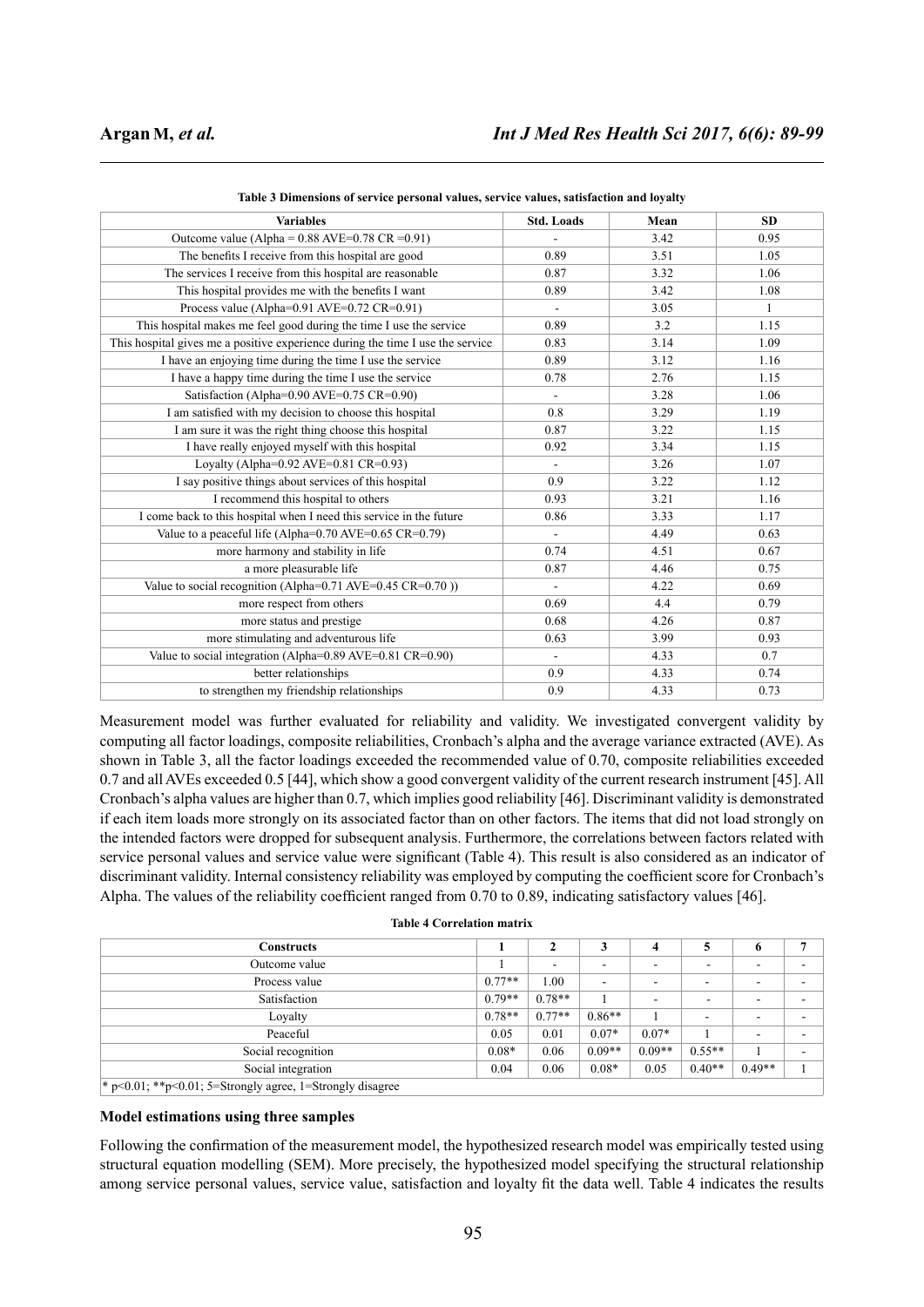**Table 3 Dimensions of service personal values, service values, satisfaction and loyalty**

| Variables | Std. Loads | Mean | SD |
|---|---|---|---|
| Outcome value (Alpha = 0.88 AVE=0.78 CR =0.91) | - | 3.42 | 0.95 |
| The benefits I receive from this hospital are good | 0.89 | 3.51 | 1.05 |
| The services I receive from this hospital are reasonable | 0.87 | 3.32 | 1.06 |
| This hospital provides me with the benefits I want | 0.89 | 3.42 | 1.08 |
| Process value (Alpha=0.91 AVE=0.72 CR=0.91) | - | 3.05 | 1 |
| This hospital makes me feel good during the time I use the service | 0.89 | 3.2 | 1.15 |
| This hospital gives me a positive experience during the time I use the service | 0.83 | 3.14 | 1.09 |
| I have an enjoying time during the time I use the service | 0.89 | 3.12 | 1.16 |
| I have a happy time during the time I use the service | 0.78 | 2.76 | 1.15 |
| Satisfaction (Alpha=0.90 AVE=0.75 CR=0.90) | - | 3.28 | 1.06 |
| I am satisfied with my decision to choose this hospital | 0.8 | 3.29 | 1.19 |
| I am sure it was the right thing choose this hospital | 0.87 | 3.22 | 1.15 |
| I have really enjoyed myself with this hospital | 0.92 | 3.34 | 1.15 |
| Loyalty (Alpha=0.92 AVE=0.81 CR=0.93) | - | 3.26 | 1.07 |
| I say positive things about services of this hospital | 0.9 | 3.22 | 1.12 |
| I recommend this hospital to others | 0.93 | 3.21 | 1.16 |
| I come back to this hospital when I need this service in the future | 0.86 | 3.33 | 1.17 |
| Value to a peaceful life (Alpha=0.70 AVE=0.65 CR=0.79) | - | 4.49 | 0.63 |
| more harmony and stability in life | 0.74 | 4.51 | 0.67 |
| a more pleasurable life | 0.87 | 4.46 | 0.75 |
| Value to social recognition (Alpha=0.71 AVE=0.45 CR=0.70 )) | - | 4.22 | 0.69 |
| more respect from others | 0.69 | 4.4 | 0.79 |
| more status and prestige | 0.68 | 4.26 | 0.87 |
| more stimulating and adventurous life | 0.63 | 3.99 | 0.93 |
| Value to social integration (Alpha=0.89 AVE=0.81 CR=0.90) | - | 4.33 | 0.7 |
| better relationships | 0.9 | 4.33 | 0.74 |
| to strengthen my friendship relationships | 0.9 | 4.33 | 0.73 |

Measurement model was further evaluated for reliability and validity. We investigated convergent validity by computing all factor loadings, composite reliabilities, Cronbach's alpha and the average variance extracted (AVE). As shown in Table 3, all the factor loadings exceeded the recommended value of 0.70, composite reliabilities exceeded 0.7 and all AVEs exceeded 0.5 [44], which show a good convergent validity of the current research instrument [45]. All Cronbach's alpha values are higher than 0.7, which implies good reliability [46]. Discriminant validity is demonstrated if each item loads more strongly on its associated factor than on other factors. The items that did not load strongly on the intended factors were dropped for subsequent analysis. Furthermore, the correlations between factors related with service personal values and service value were significant (Table 4). This result is also considered as an indicator of discriminant validity. Internal consistency reliability was employed by computing the coefficient score for Cronbach's Alpha. The values of the reliability coefficient ranged from 0.70 to 0.89, indicating satisfactory values [46].

**Table 4 Correlation matrix**

| Constructs | 1 | 2 | 3 | 4 | 5 | 6 | 7 |
|---|---|---|---|---|---|---|---|
| Outcome value | 1 | - | - | - | - | - | - |
| Process value | 0.77** | 1.00 | - | - | - | - | - |
| Satisfaction | 0.79** | 0.78** | 1 | - | - | - | - |
| Loyalty | 0.78** | 0.77** | 0.86** | 1 | - | - | - |
| Peaceful | 0.05 | 0.01 | 0.07* | 0.07* | 1 | - | - |
| Social recognition | 0.08* | 0.06 | 0.09** | 0.09** | 0.55** | 1 | - |
| Social integration | 0.04 | 0.06 | 0.08* | 0.05 | 0.40** | 0.49** | 1 |
| * p<0.01; **p<0.01; 5=Strongly agree, 1=Strongly disagree | | | | | | | |

### Model estimations using three samples

Following the confirmation of the measurement model, the hypothesized research model was empirically tested using structural equation modelling (SEM). More precisely, the hypothesized model specifying the structural relationship among service personal values, service value, satisfaction and loyalty fit the data well. Table 4 indicates the results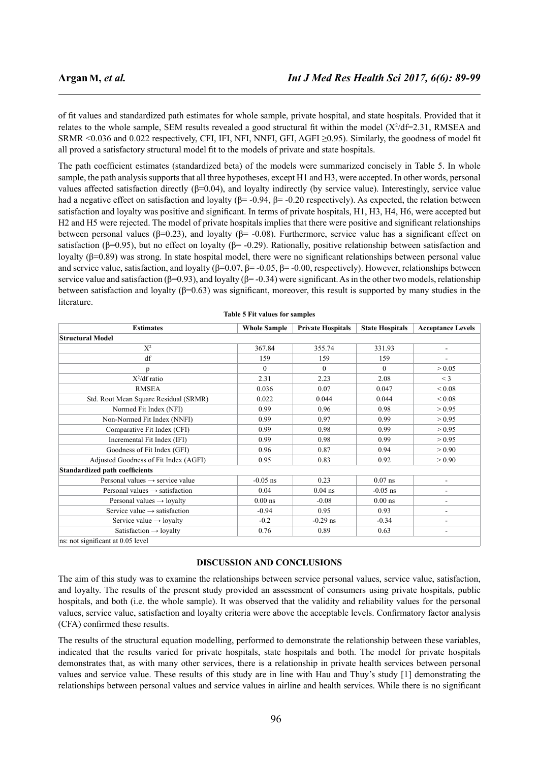of fit values and standardized path estimates for whole sample, private hospital, and state hospitals. Provided that it relates to the whole sample, SEM results revealed a good structural fit within the model ($X^2$/df=2.31, RMSEA and SRMR <0.036 and 0.022 respectively, CFI, IFI, NFI, NNFI, GFI, AGFI ≥0.95). Similarly, the goodness of model fit all proved a satisfactory structural model fit to the models of private and state hospitals.

The path coefficient estimates (standardized beta) of the models were summarized concisely in Table 5. In whole sample, the path analysis supports that all three hypotheses, except H1 and H3, were accepted. In other words, personal values affected satisfaction directly (β=0.04), and loyalty indirectly (by service value). Interestingly, service value had a negative effect on satisfaction and loyalty (β= -0.94, β= -0.20 respectively). As expected, the relation between satisfaction and loyalty was positive and significant. In terms of private hospitals, H1, H3, H4, H6, were accepted but H2 and H5 were rejected. The model of private hospitals implies that there were positive and significant relationships between personal values (β=0.23), and loyalty (β= -0.08). Furthermore, service value has a significant effect on satisfaction (β=0.95), but no effect on loyalty (β= -0.29). Rationally, positive relationship between satisfaction and loyalty (β=0.89) was strong. In state hospital model, there were no significant relationships between personal value and service value, satisfaction, and loyalty (β=0.07, β= -0.05, β= -0.00, respectively). However, relationships between service value and satisfaction (β=0.93), and loyalty (β= -0.34) were significant. As in the other two models, relationship between satisfaction and loyalty (β=0.63) was significant, moreover, this result is supported by many studies in the literature.

**Table 5 Fit values for samples**

| Estimates | Whole Sample | Private Hospitals | State Hospitals | Acceptance Levels |
|---|---|---|---|---|
| **Structural Model** | | | | |
| $X^2$ | 367.84 | 355.74 | 331.93 | - |
| df | 159 | 159 | 159 | - |
| p | 0 | 0 | 0 | > 0.05 |
| $X^2$/df ratio | 2.31 | 2.23 | 2.08 | < 3 |
| RMSEA | 0.036 | 0.07 | 0.047 | < 0.08 |
| Std. Root Mean Square Residual (SRMR) | 0.022 | 0.044 | 0.044 | < 0.08 |
| Normed Fit Index (NFI) | 0.99 | 0.96 | 0.98 | > 0.95 |
| Non-Normed Fit Index (NNFI) | 0.99 | 0.97 | 0.99 | > 0.95 |
| Comparative Fit Index (CFI) | 0.99 | 0.98 | 0.99 | > 0.95 |
| Incremental Fit Index (IFI) | 0.99 | 0.98 | 0.99 | > 0.95 |
| Goodness of Fit Index (GFI) | 0.96 | 0.87 | 0.94 | > 0.90 |
| Adjusted Goodness of Fit Index (AGFI) | 0.95 | 0.83 | 0.92 | > 0.90 |
| **Standardized path coefficients** | | | | |
| Personal values → service value | -0.05 ns | 0.23 | 0.07 ns | - |
| Personal values → satisfaction | 0.04 | 0.04 ns | -0.05 ns | - |
| Personal values → loyalty | 0.00 ns | -0.08 | 0.00 ns | - |
| Service value → satisfaction | -0.94 | 0.95 | 0.93 | - |
| Service value → loyalty | -0.2 | -0.29 ns | -0.34 | - |
| Satisfaction → loyalty | 0.76 | 0.89 | 0.63 | - |

ns: not significant at 0.05 level

## DISCUSSION AND CONCLUSIONS

The aim of this study was to examine the relationships between service personal values, service value, satisfaction, and loyalty. The results of the present study provided an assessment of consumers using private hospitals, public hospitals, and both (i.e. the whole sample). It was observed that the validity and reliability values for the personal values, service value, satisfaction and loyalty criteria were above the acceptable levels. Confirmatory factor analysis (CFA) confirmed these results.

The results of the structural equation modelling, performed to demonstrate the relationship between these variables, indicated that the results varied for private hospitals, state hospitals and both. The model for private hospitals demonstrates that, as with many other services, there is a relationship in private health services between personal values and service value. These results of this study are in line with Hau and Thuy's study [1] demonstrating the relationships between personal values and service values in airline and health services. While there is no significant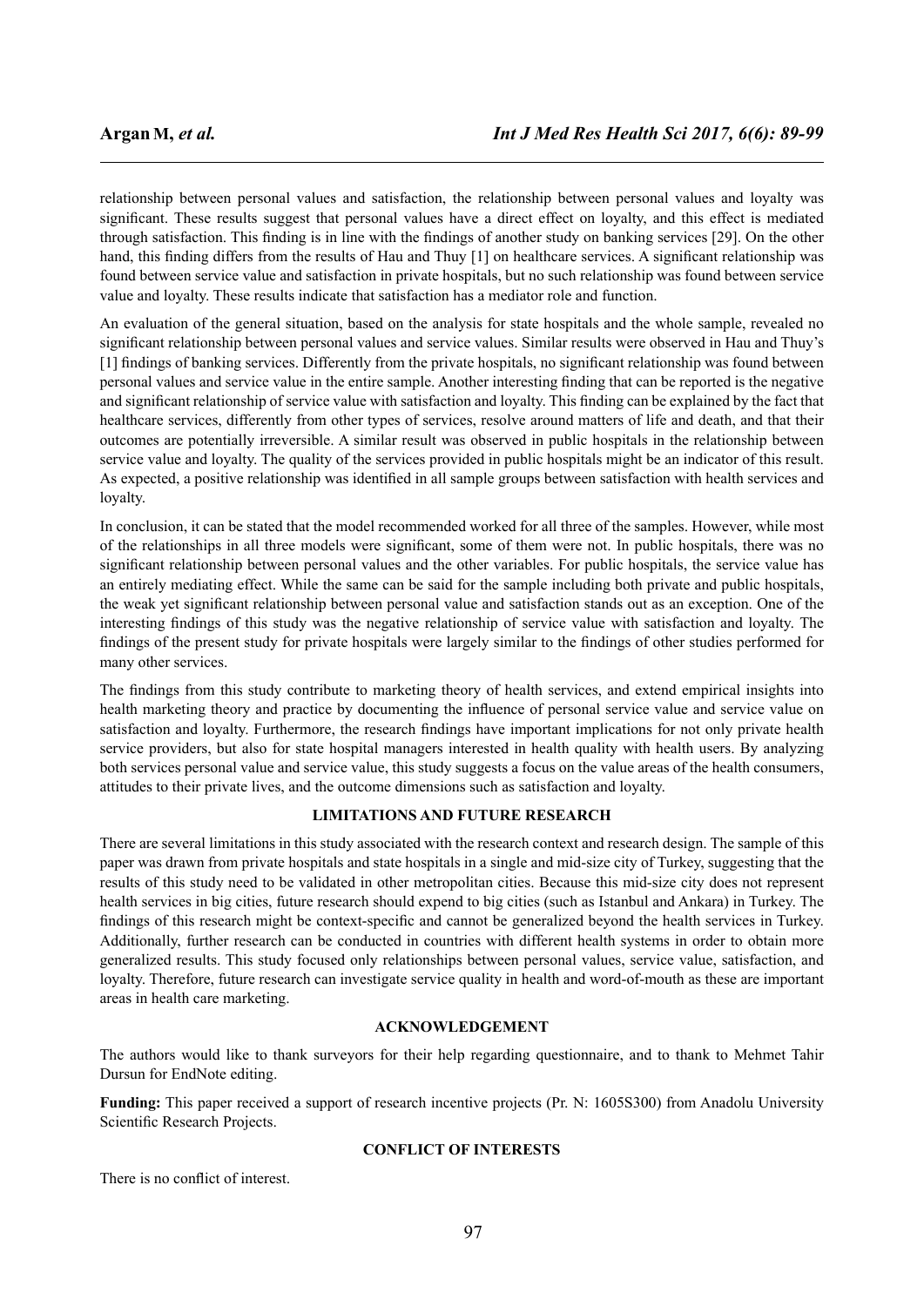relationship between personal values and satisfaction, the relationship between personal values and loyalty was significant. These results suggest that personal values have a direct effect on loyalty, and this effect is mediated through satisfaction. This finding is in line with the findings of another study on banking services [29]. On the other hand, this finding differs from the results of Hau and Thuy [1] on healthcare services. A significant relationship was found between service value and satisfaction in private hospitals, but no such relationship was found between service value and loyalty. These results indicate that satisfaction has a mediator role and function.

An evaluation of the general situation, based on the analysis for state hospitals and the whole sample, revealed no significant relationship between personal values and service values. Similar results were observed in Hau and Thuy's [1] findings of banking services. Differently from the private hospitals, no significant relationship was found between personal values and service value in the entire sample. Another interesting finding that can be reported is the negative and significant relationship of service value with satisfaction and loyalty. This finding can be explained by the fact that healthcare services, differently from other types of services, resolve around matters of life and death, and that their outcomes are potentially irreversible. A similar result was observed in public hospitals in the relationship between service value and loyalty. The quality of the services provided in public hospitals might be an indicator of this result. As expected, a positive relationship was identified in all sample groups between satisfaction with health services and loyalty.

In conclusion, it can be stated that the model recommended worked for all three of the samples. However, while most of the relationships in all three models were significant, some of them were not. In public hospitals, there was no significant relationship between personal values and the other variables. For public hospitals, the service value has an entirely mediating effect. While the same can be said for the sample including both private and public hospitals, the weak yet significant relationship between personal value and satisfaction stands out as an exception. One of the interesting findings of this study was the negative relationship of service value with satisfaction and loyalty. The findings of the present study for private hospitals were largely similar to the findings of other studies performed for many other services.

The findings from this study contribute to marketing theory of health services, and extend empirical insights into health marketing theory and practice by documenting the influence of personal service value and service value on satisfaction and loyalty. Furthermore, the research findings have important implications for not only private health service providers, but also for state hospital managers interested in health quality with health users. By analyzing both services personal value and service value, this study suggests a focus on the value areas of the health consumers, attitudes to their private lives, and the outcome dimensions such as satisfaction and loyalty.

## LIMITATIONS AND FUTURE RESEARCH

There are several limitations in this study associated with the research context and research design. The sample of this paper was drawn from private hospitals and state hospitals in a single and mid-size city of Turkey, suggesting that the results of this study need to be validated in other metropolitan cities. Because this mid-size city does not represent health services in big cities, future research should expend to big cities (such as Istanbul and Ankara) in Turkey. The findings of this research might be context-specific and cannot be generalized beyond the health services in Turkey. Additionally, further research can be conducted in countries with different health systems in order to obtain more generalized results. This study focused only relationships between personal values, service value, satisfaction, and loyalty. Therefore, future research can investigate service quality in health and word-of-mouth as these are important areas in health care marketing.

## ACKNOWLEDGEMENT

The authors would like to thank surveyors for their help regarding questionnaire, and to thank to Mehmet Tahir Dursun for EndNote editing.

**Funding:** This paper received a support of research incentive projects (Pr. N: 1605S300) from Anadolu University Scientific Research Projects.

## CONFLICT OF INTERESTS

There is no conflict of interest.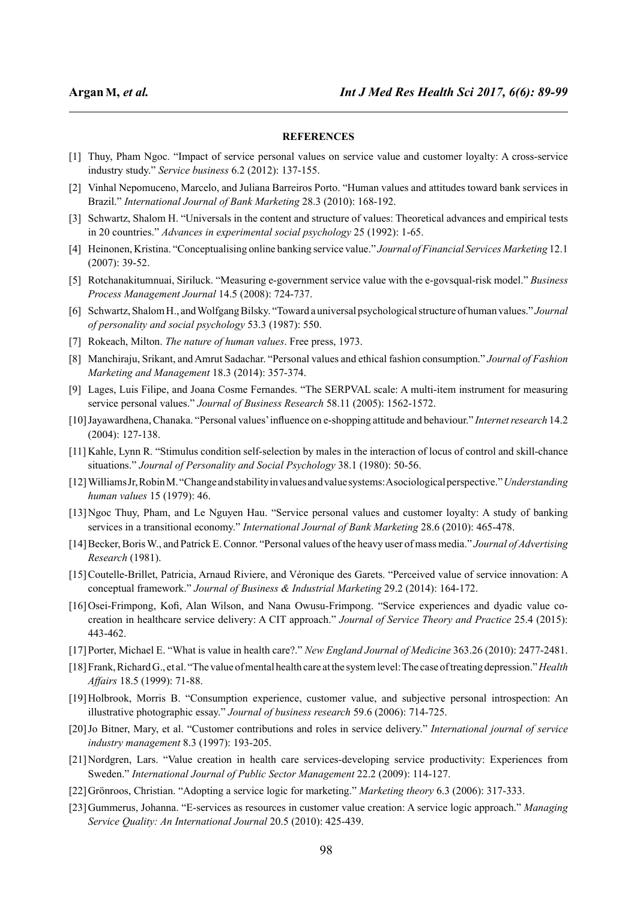**REFERENCES**

[1] Thuy, Pham Ngoc. "Impact of service personal values on service value and customer loyalty: A cross-service industry study." *Service business* 6.2 (2012): 137-155.

[2] Vinhal Nepomuceno, Marcelo, and Juliana Barreiros Porto. "Human values and attitudes toward bank services in Brazil." *International Journal of Bank Marketing* 28.3 (2010): 168-192.

[3] Schwartz, Shalom H. "Universals in the content and structure of values: Theoretical advances and empirical tests in 20 countries." *Advances in experimental social psychology* 25 (1992): 1-65.

[4] Heinonen, Kristina. "Conceptualising online banking service value." *Journal of Financial Services Marketing* 12.1 (2007): 39-52.

[5] Rotchanakitumnuai, Siriluck. "Measuring e-government service value with the e-govsqual-risk model." *Business Process Management Journal* 14.5 (2008): 724-737.

[6] Schwartz, Shalom H., and Wolfgang Bilsky. "Toward a universal psychological structure of human values." *Journal of personality and social psychology* 53.3 (1987): 550.

[7] Rokeach, Milton. *The nature of human values*. Free press, 1973.

[8] Manchiraju, Srikant, and Amrut Sadachar. "Personal values and ethical fashion consumption." *Journal of Fashion Marketing and Management* 18.3 (2014): 357-374.

[9] Lages, Luis Filipe, and Joana Cosme Fernandes. "The SERPVAL scale: A multi-item instrument for measuring service personal values." *Journal of Business Research* 58.11 (2005): 1562-1572.

[10] Jayawardhena, Chanaka. "Personal values' influence on e-shopping attitude and behaviour." *Internet research* 14.2 (2004): 127-138.

[11] Kahle, Lynn R. "Stimulus condition self-selection by males in the interaction of locus of control and skill-chance situations." *Journal of Personality and Social Psychology* 38.1 (1980): 50-56.

[12] Williams Jr, Robin M. "Change and stability in values and value systems: A sociological perspective." *Understanding human values* 15 (1979): 46.

[13] Ngoc Thuy, Pham, and Le Nguyen Hau. "Service personal values and customer loyalty: A study of banking services in a transitional economy." *International Journal of Bank Marketing* 28.6 (2010): 465-478.

[14] Becker, Boris W., and Patrick E. Connor. "Personal values of the heavy user of mass media." *Journal of Advertising Research* (1981).

[15] Coutelle-Brillet, Patricia, Arnaud Riviere, and Véronique des Garets. "Perceived value of service innovation: A conceptual framework." *Journal of Business & Industrial Marketing* 29.2 (2014): 164-172.

[16] Osei-Frimpong, Kofi, Alan Wilson, and Nana Owusu-Frimpong. "Service experiences and dyadic value co-creation in healthcare service delivery: A CIT approach." *Journal of Service Theory and Practice* 25.4 (2015): 443-462.

[17] Porter, Michael E. "What is value in health care?." *New England Journal of Medicine* 363.26 (2010): 2477-2481.

[18] Frank, Richard G., et al. "The value of mental health care at the system level: The case of treating depression." *Health Affairs* 18.5 (1999): 71-88.

[19] Holbrook, Morris B. "Consumption experience, customer value, and subjective personal introspection: An illustrative photographic essay." *Journal of business research* 59.6 (2006): 714-725.

[20] Jo Bitner, Mary, et al. "Customer contributions and roles in service delivery." *International journal of service industry management* 8.3 (1997): 193-205.

[21] Nordgren, Lars. "Value creation in health care services-developing service productivity: Experiences from Sweden." *International Journal of Public Sector Management* 22.2 (2009): 114-127.

[22] Grönroos, Christian. "Adopting a service logic for marketing." *Marketing theory* 6.3 (2006): 317-333.

[23] Gummerus, Johanna. "E-services as resources in customer value creation: A service logic approach." *Managing Service Quality: An International Journal* 20.5 (2010): 425-439.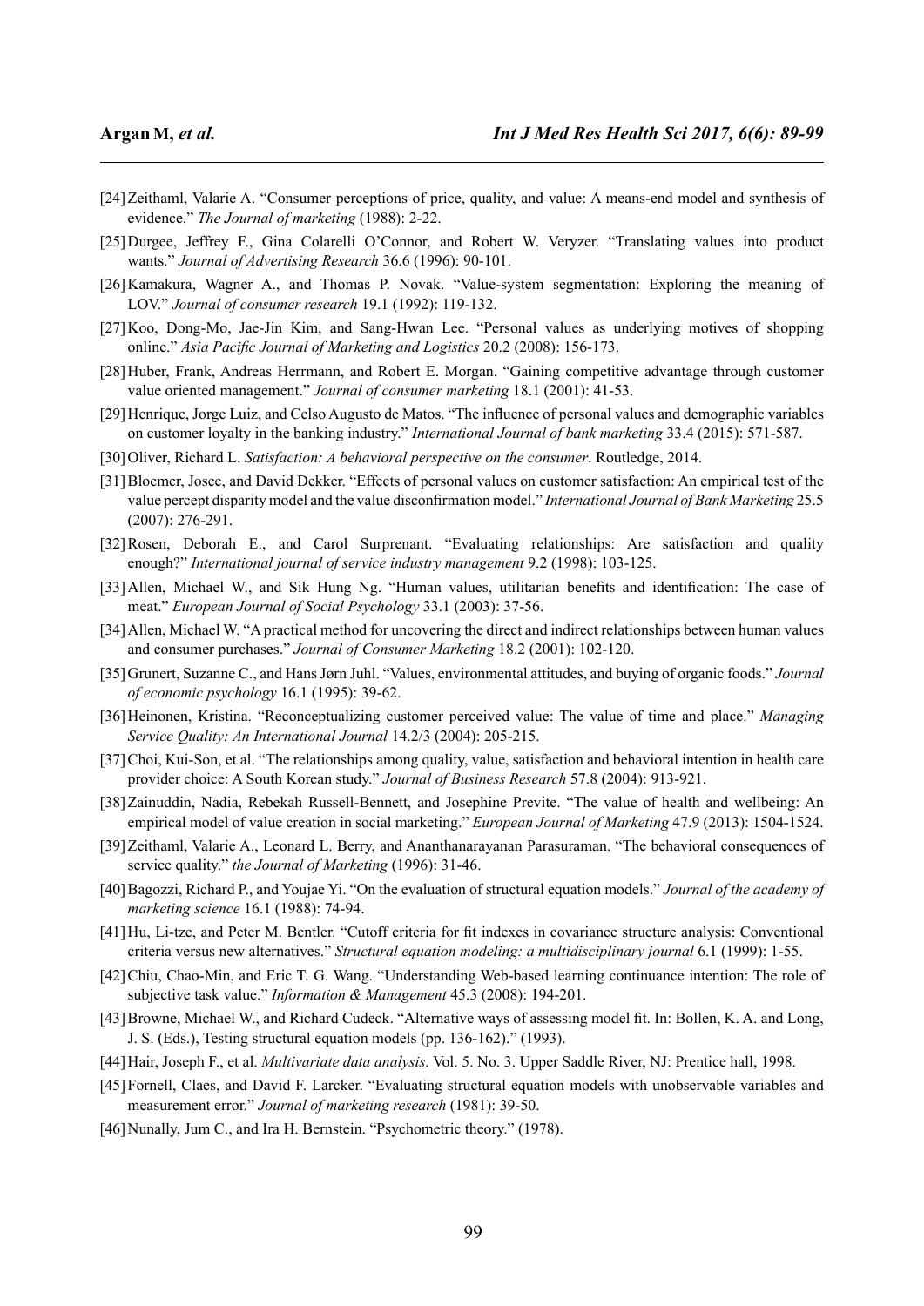[24] Zeithaml, Valarie A. "Consumer perceptions of price, quality, and value: A means-end model and synthesis of evidence." *The Journal of marketing* (1988): 2-22.

[25] Durgee, Jeffrey F., Gina Colarelli O'Connor, and Robert W. Veryzer. "Translating values into product wants." *Journal of Advertising Research* 36.6 (1996): 90-101.

[26] Kamakura, Wagner A., and Thomas P. Novak. "Value-system segmentation: Exploring the meaning of LOV." *Journal of consumer research* 19.1 (1992): 119-132.

[27] Koo, Dong-Mo, Jae-Jin Kim, and Sang-Hwan Lee. "Personal values as underlying motives of shopping online." *Asia Pacific Journal of Marketing and Logistics* 20.2 (2008): 156-173.

[28] Huber, Frank, Andreas Herrmann, and Robert E. Morgan. "Gaining competitive advantage through customer value oriented management." *Journal of consumer marketing* 18.1 (2001): 41-53.

[29] Henrique, Jorge Luiz, and Celso Augusto de Matos. "The influence of personal values and demographic variables on customer loyalty in the banking industry." *International Journal of bank marketing* 33.4 (2015): 571-587.

[30] Oliver, Richard L. *Satisfaction: A behavioral perspective on the consumer*. Routledge, 2014.

[31] Bloemer, Josee, and David Dekker. "Effects of personal values on customer satisfaction: An empirical test of the value percept disparity model and the value disconfirmation model." *International Journal of Bank Marketing* 25.5 (2007): 276-291.

[32] Rosen, Deborah E., and Carol Surprenant. "Evaluating relationships: Are satisfaction and quality enough?" *International journal of service industry management* 9.2 (1998): 103-125.

[33] Allen, Michael W., and Sik Hung Ng. "Human values, utilitarian benefits and identification: The case of meat." *European Journal of Social Psychology* 33.1 (2003): 37-56.

[34] Allen, Michael W. "A practical method for uncovering the direct and indirect relationships between human values and consumer purchases." *Journal of Consumer Marketing* 18.2 (2001): 102-120.

[35] Grunert, Suzanne C., and Hans Jørn Juhl. "Values, environmental attitudes, and buying of organic foods." *Journal of economic psychology* 16.1 (1995): 39-62.

[36] Heinonen, Kristina. "Reconceptualizing customer perceived value: The value of time and place." *Managing Service Quality: An International Journal* 14.2/3 (2004): 205-215.

[37] Choi, Kui-Son, et al. "The relationships among quality, value, satisfaction and behavioral intention in health care provider choice: A South Korean study." *Journal of Business Research* 57.8 (2004): 913-921.

[38] Zainuddin, Nadia, Rebekah Russell-Bennett, and Josephine Previte. "The value of health and wellbeing: An empirical model of value creation in social marketing." *European Journal of Marketing* 47.9 (2013): 1504-1524.

[39] Zeithaml, Valarie A., Leonard L. Berry, and Ananthanarayanan Parasuraman. "The behavioral consequences of service quality." *the Journal of Marketing* (1996): 31-46.

[40] Bagozzi, Richard P., and Youjae Yi. "On the evaluation of structural equation models." *Journal of the academy of marketing science* 16.1 (1988): 74-94.

[41] Hu, Li-tze, and Peter M. Bentler. "Cutoff criteria for fit indexes in covariance structure analysis: Conventional criteria versus new alternatives." *Structural equation modeling: a multidisciplinary journal* 6.1 (1999): 1-55.

[42] Chiu, Chao-Min, and Eric T. G. Wang. "Understanding Web-based learning continuance intention: The role of subjective task value." *Information & Management* 45.3 (2008): 194-201.

[43] Browne, Michael W., and Richard Cudeck. "Alternative ways of assessing model fit. In: Bollen, K. A. and Long, J. S. (Eds.), Testing structural equation models (pp. 136-162)." (1993).

[44] Hair, Joseph F., et al. *Multivariate data analysis*. Vol. 5. No. 3. Upper Saddle River, NJ: Prentice hall, 1998.

[45] Fornell, Claes, and David F. Larcker. "Evaluating structural equation models with unobservable variables and measurement error." *Journal of marketing research* (1981): 39-50.

[46] Nunally, Jum C., and Ira H. Bernstein. "Psychometric theory." (1978).